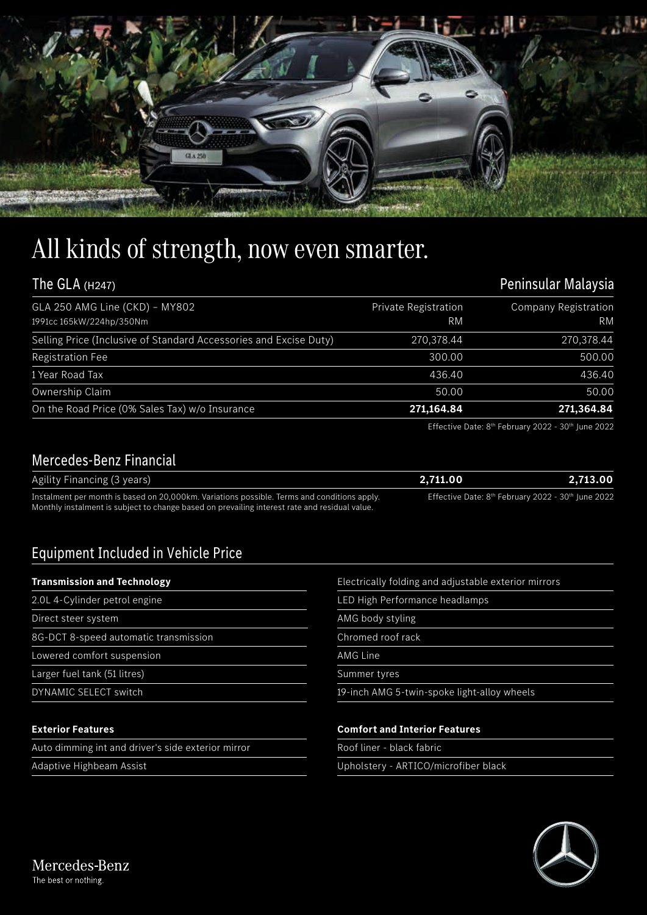# All kinds of strength, now even smarter.

## The GLA (H247)

Peninsular Malaysia

| GLA 250 AMG Line (CKD) – MY802<br>1991cc 165kW/224hp/350Nm | Private Registration<br>RM | Company Registration<br>RM |
| --- | --- | --- |
| Selling Price (Inclusive of Standard Accessories and Excise Duty) | 270,378.44 | 270,378.44 |
| Registration Fee | 300.00 | 500.00 |
| 1 Year Road Tax | 436.40 | 436.40 |
| Ownership Claim | 50.00 | 50.00 |
| On the Road Price (0% Sales Tax) w/o Insurance | **271,164.84** | **271,364.84** |

Effective Date: 8th February 2022 - 30th June 2022

## Mercedes-Benz Financial

| Agility Financing (3 years) | **2,711.00** | **2,713.00** |
| --- | --- | --- |

Instalment per month is based on 20,000km. Variations possible. Terms and conditions apply. Monthly instalment is subject to change based on prevailing interest rate and residual value.

Effective Date: 8th February 2022 - 30th June 2022

## Equipment Included in Vehicle Price

**Transmission and Technology**

- 2.0L 4-Cylinder petrol engine
- Direct steer system
- 8G-DCT 8-speed automatic transmission
- Lowered comfort suspension
- Larger fuel tank (51 litres)
- DYNAMIC SELECT switch

**Exterior Features**

- Auto dimming int and driver's side exterior mirror
- Adaptive Highbeam Assist
- Electrically folding and adjustable exterior mirrors
- LED High Performance headlamps
- AMG body styling
- Chromed roof rack
- AMG Line
- Summer tyres
- 19-inch AMG 5-twin-spoke light-alloy wheels

**Comfort and Interior Features**

- Roof liner - black fabric
- Upholstery - ARTICO/microfiber black

Mercedes-Benz
The best or nothing.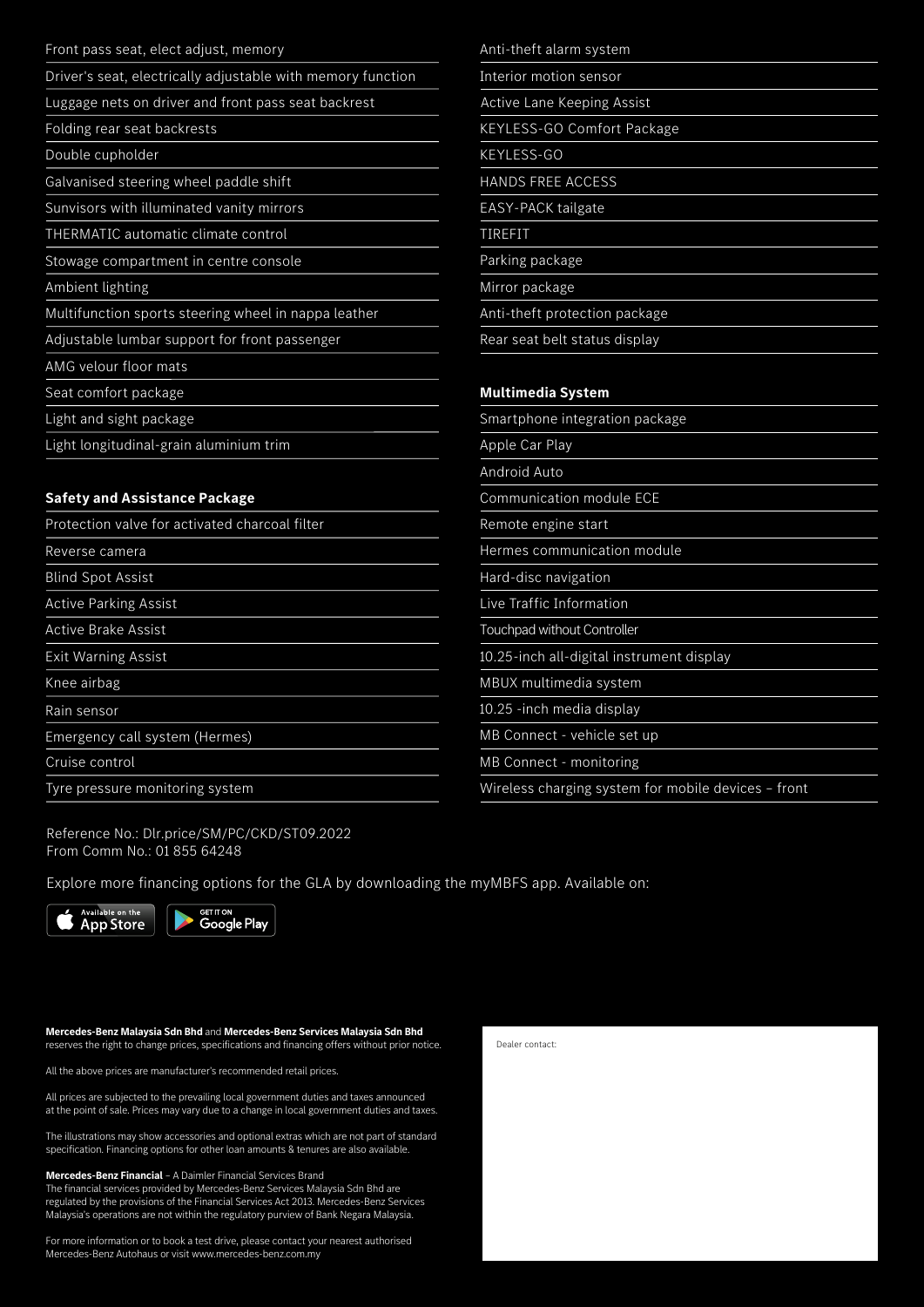Front pass seat, elect adjust, memory

Driver's seat, electrically adjustable with memory function

Luggage nets on driver and front pass seat backrest

Folding rear seat backrests

Double cupholder

Galvanised steering wheel paddle shift

Sunvisors with illuminated vanity mirrors

THERMATIC automatic climate control

Stowage compartment in centre console

Ambient lighting

Multifunction sports steering wheel in nappa leather

Adjustable lumbar support for front passenger

AMG velour floor mats

Seat comfort package

Light and sight package

Light longitudinal-grain aluminium trim

**Safety and Assistance Package**

Protection valve for activated charcoal filter

Reverse camera

Blind Spot Assist

Active Parking Assist

Active Brake Assist

Exit Warning Assist

Knee airbag

Rain sensor

Emergency call system (Hermes)

Cruise control

Tyre pressure monitoring system

Anti-theft alarm system

Interior motion sensor

Active Lane Keeping Assist

KEYLESS-GO Comfort Package

KEYLESS-GO

HANDS FREE ACCESS

EASY-PACK tailgate

TIREFIT

Parking package

Mirror package

Anti-theft protection package

Rear seat belt status display

**Multimedia System**

Smartphone integration package

Apple Car Play

Android Auto

Communication module ECE

Remote engine start

Hermes communication module

Hard-disc navigation

Live Traffic Information

Touchpad without Controller

10.25-inch all-digital instrument display

MBUX multimedia system

10.25 -inch media display

MB Connect - vehicle set up

MB Connect - monitoring

Wireless charging system for mobile devices – front

Reference No.: Dlr.price/SM/PC/CKD/ST09.2022
From Comm No.: 01 855 64248

Explore more financing options for the GLA by downloading the myMBFS app. Available on:

Available on the App Store | GET IT ON Google Play

**Mercedes-Benz Malaysia Sdn Bhd** and **Mercedes-Benz Services Malaysia Sdn Bhd** reserves the right to change prices, specifications and financing offers without prior notice.

All the above prices are manufacturer's recommended retail prices.

All prices are subjected to the prevailing local government duties and taxes announced at the point of sale. Prices may vary due to a change in local government duties and taxes.

The illustrations may show accessories and optional extras which are not part of standard specification. Financing options for other loan amounts & tenures are also available.

**Mercedes-Benz Financial** – A Daimler Financial Services Brand
The financial services provided by Mercedes-Benz Services Malaysia Sdn Bhd are regulated by the provisions of the Financial Services Act 2013. Mercedes-Benz Services Malaysia's operations are not within the regulatory purview of Bank Negara Malaysia.

For more information or to book a test drive, please contact your nearest authorised Mercedes-Benz Autohaus or visit www.mercedes-benz.com.my

Dealer contact: